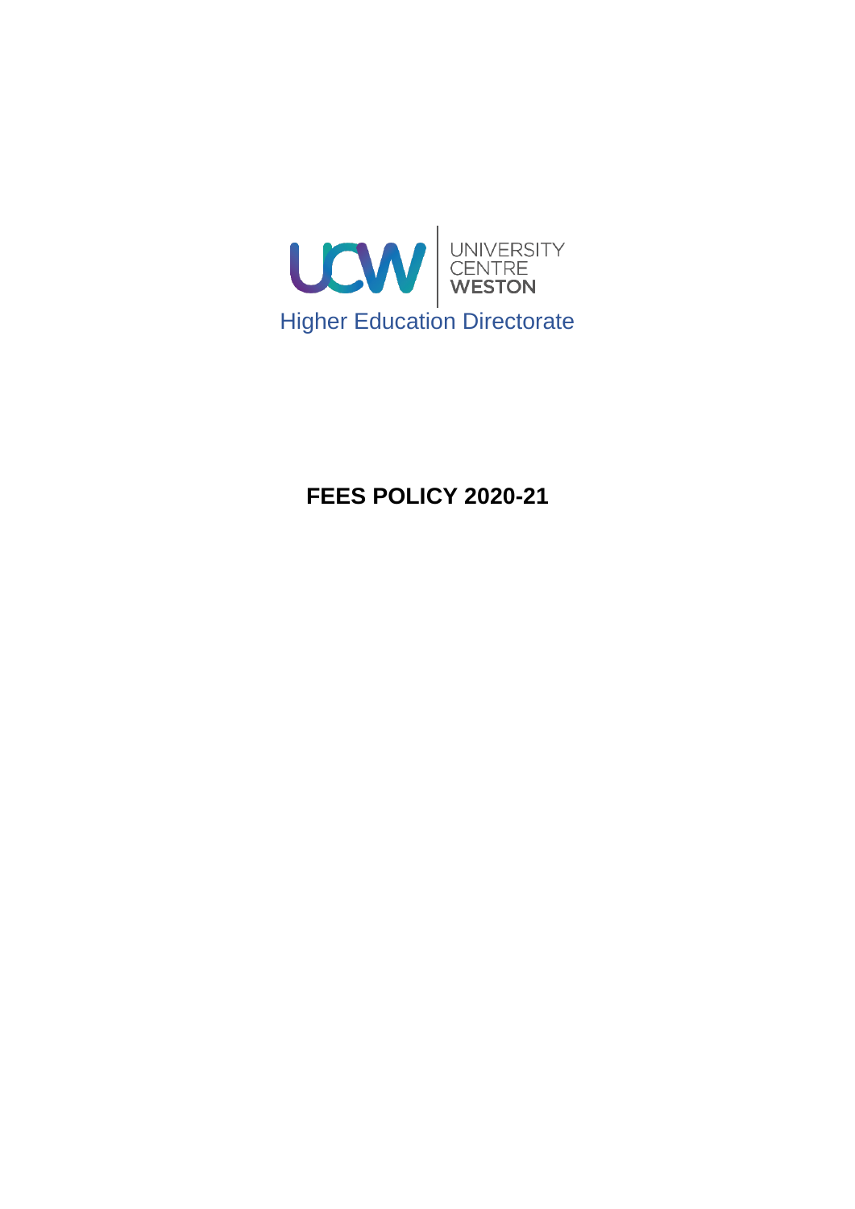UNIVERSITY CENTRE WESTON

Higher Education Directorate

# FEES POLICY 2020-21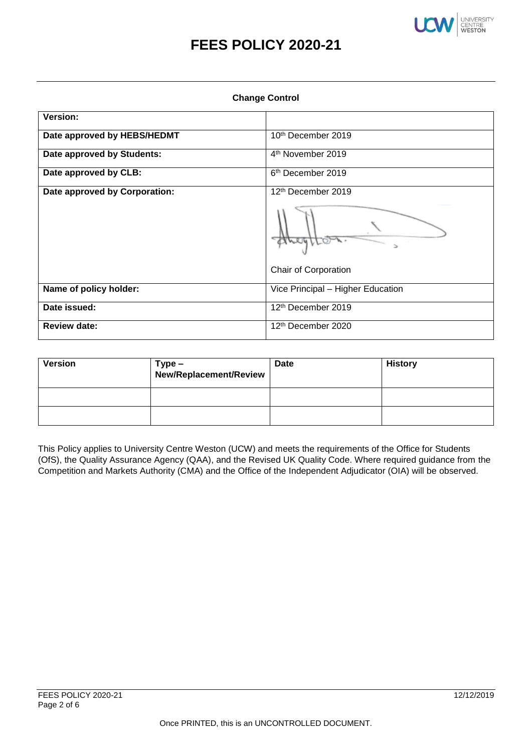# FEES POLICY 2020-21

**Change Control**

| **Version:** | |
|---|---|
| **Date approved by HEBS/HEDMT** | 10th December 2019 |
| **Date approved by Students:** | 4th November 2019 |
| **Date approved by CLB:** | 6th December 2019 |
| **Date approved by Corporation:** | 12th December 2019<br><br>Chair of Corporation |
| **Name of policy holder:** | Vice Principal – Higher Education |
| **Date issued:** | 12th December 2019 |
| **Review date:** | 12th December 2020 |

| **Version** | **Type – New/Replacement/Review** | **Date** | **History** |
|---|---|---|---|
| | | | |
| | | | |

This Policy applies to University Centre Weston (UCW) and meets the requirements of the Office for Students (OfS), the Quality Assurance Agency (QAA), and the Revised UK Quality Code. Where required guidance from the Competition and Markets Authority (CMA) and the Office of the Independent Adjudicator (OIA) will be observed.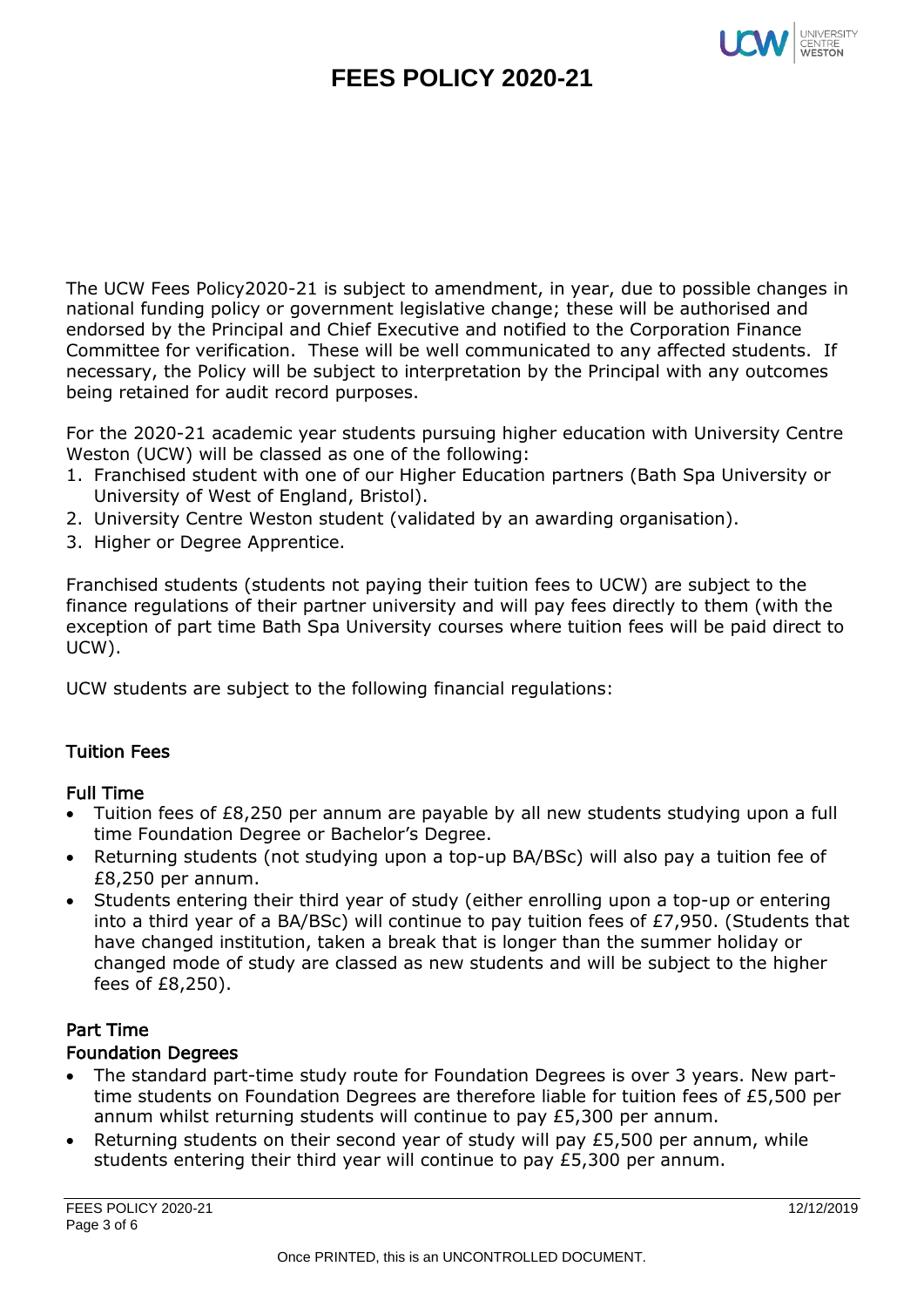# FEES POLICY 2020-21

The UCW Fees Policy2020-21 is subject to amendment, in year, due to possible changes in national funding policy or government legislative change; these will be authorised and endorsed by the Principal and Chief Executive and notified to the Corporation Finance Committee for verification. These will be well communicated to any affected students. If necessary, the Policy will be subject to interpretation by the Principal with any outcomes being retained for audit record purposes.

For the 2020-21 academic year students pursuing higher education with University Centre Weston (UCW) will be classed as one of the following:

1. Franchised student with one of our Higher Education partners (Bath Spa University or University of West of England, Bristol).
2. University Centre Weston student (validated by an awarding organisation).
3. Higher or Degree Apprentice.

Franchised students (students not paying their tuition fees to UCW) are subject to the finance regulations of their partner university and will pay fees directly to them (with the exception of part time Bath Spa University courses where tuition fees will be paid direct to UCW).

UCW students are subject to the following financial regulations:

## Tuition Fees

### Full Time

- Tuition fees of £8,250 per annum are payable by all new students studying upon a full time Foundation Degree or Bachelor's Degree.
- Returning students (not studying upon a top-up BA/BSc) will also pay a tuition fee of £8,250 per annum.
- Students entering their third year of study (either enrolling upon a top-up or entering into a third year of a BA/BSc) will continue to pay tuition fees of £7,950. (Students that have changed institution, taken a break that is longer than the summer holiday or changed mode of study are classed as new students and will be subject to the higher fees of £8,250).

### Part Time

#### Foundation Degrees

- The standard part-time study route for Foundation Degrees is over 3 years. New part-time students on Foundation Degrees are therefore liable for tuition fees of £5,500 per annum whilst returning students will continue to pay £5,300 per annum.
- Returning students on their second year of study will pay £5,500 per annum, while students entering their third year will continue to pay £5,300 per annum.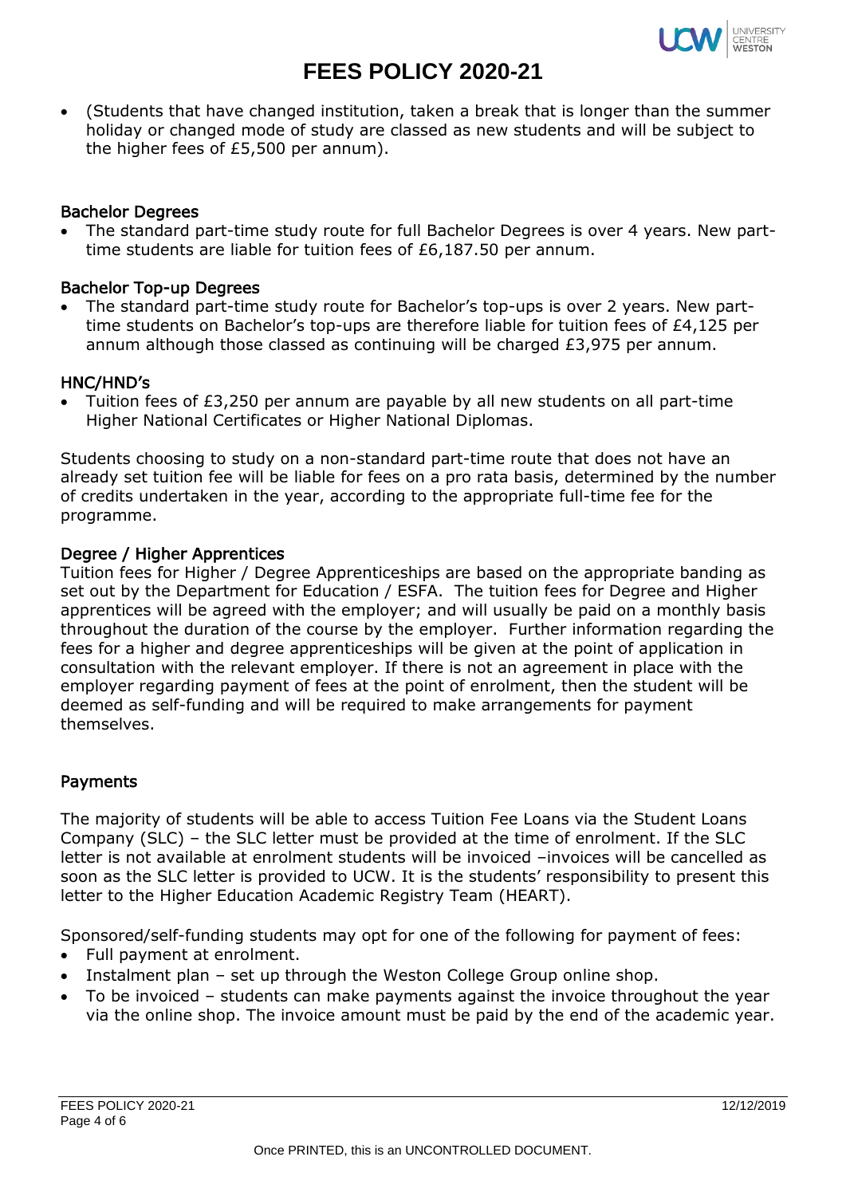- (Students that have changed institution, taken a break that is longer than the summer holiday or changed mode of study are classed as new students and will be subject to the higher fees of £5,500 per annum).

### Bachelor Degrees

- The standard part-time study route for full Bachelor Degrees is over 4 years. New part-time students are liable for tuition fees of £6,187.50 per annum.

### Bachelor Top-up Degrees

- The standard part-time study route for Bachelor's top-ups is over 2 years. New part-time students on Bachelor's top-ups are therefore liable for tuition fees of £4,125 per annum although those classed as continuing will be charged £3,975 per annum.

### HNC/HND's

- Tuition fees of £3,250 per annum are payable by all new students on all part-time Higher National Certificates or Higher National Diplomas.

Students choosing to study on a non-standard part-time route that does not have an already set tuition fee will be liable for fees on a pro rata basis, determined by the number of credits undertaken in the year, according to the appropriate full-time fee for the programme.

### Degree / Higher Apprentices

Tuition fees for Higher / Degree Apprenticeships are based on the appropriate banding as set out by the Department for Education / ESFA. The tuition fees for Degree and Higher apprentices will be agreed with the employer; and will usually be paid on a monthly basis throughout the duration of the course by the employer. Further information regarding the fees for a higher and degree apprenticeships will be given at the point of application in consultation with the relevant employer. If there is not an agreement in place with the employer regarding payment of fees at the point of enrolment, then the student will be deemed as self-funding and will be required to make arrangements for payment themselves.

## Payments

The majority of students will be able to access Tuition Fee Loans via the Student Loans Company (SLC) – the SLC letter must be provided at the time of enrolment. If the SLC letter is not available at enrolment students will be invoiced –invoices will be cancelled as soon as the SLC letter is provided to UCW. It is the students' responsibility to present this letter to the Higher Education Academic Registry Team (HEART).

Sponsored/self-funding students may opt for one of the following for payment of fees:

- Full payment at enrolment.
- Instalment plan – set up through the Weston College Group online shop.
- To be invoiced – students can make payments against the invoice throughout the year via the online shop. The invoice amount must be paid by the end of the academic year.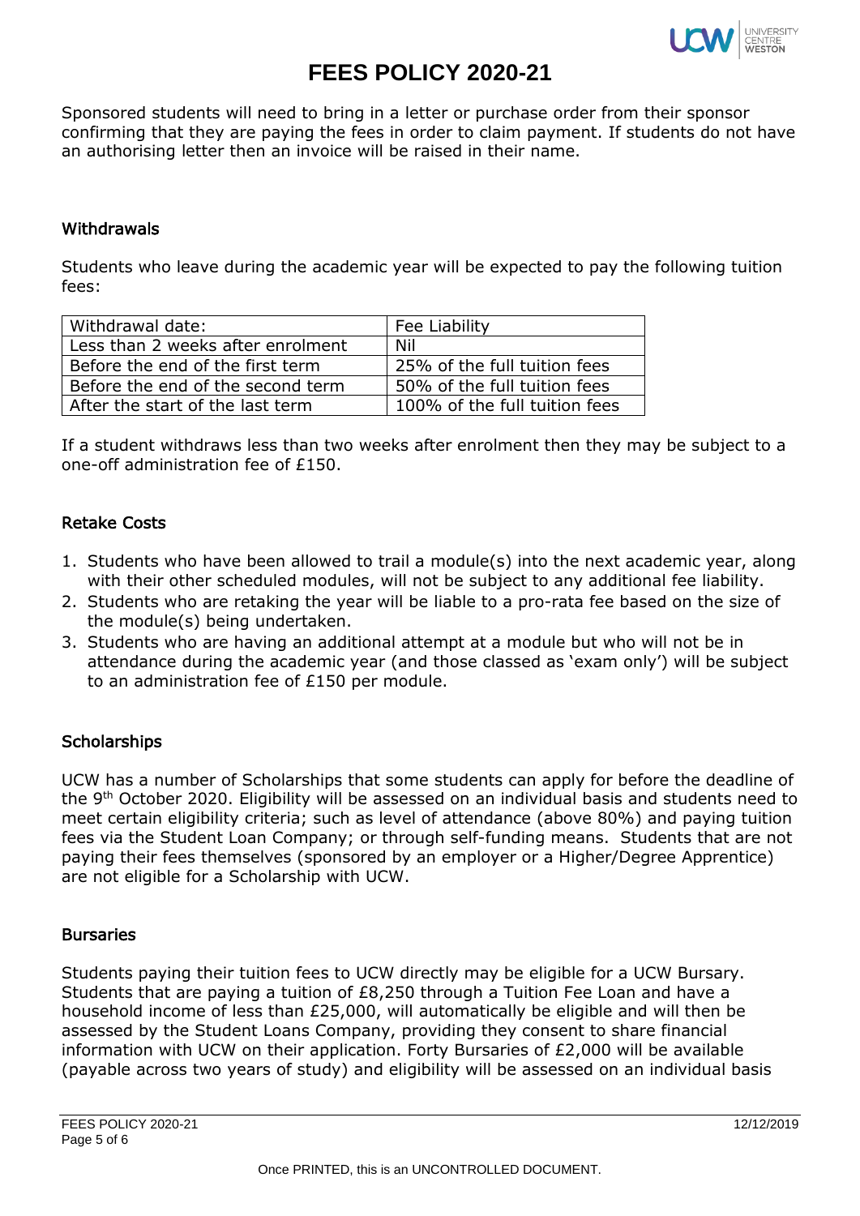Sponsored students will need to bring in a letter or purchase order from their sponsor confirming that they are paying the fees in order to claim payment. If students do not have an authorising letter then an invoice will be raised in their name.

## Withdrawals

Students who leave during the academic year will be expected to pay the following tuition fees:

| Withdrawal date: | Fee Liability |
|---|---|
| Less than 2 weeks after enrolment | Nil |
| Before the end of the first term | 25% of the full tuition fees |
| Before the end of the second term | 50% of the full tuition fees |
| After the start of the last term | 100% of the full tuition fees |

If a student withdraws less than two weeks after enrolment then they may be subject to a one-off administration fee of £150.

## Retake Costs

1. Students who have been allowed to trail a module(s) into the next academic year, along with their other scheduled modules, will not be subject to any additional fee liability.
2. Students who are retaking the year will be liable to a pro-rata fee based on the size of the module(s) being undertaken.
3. Students who are having an additional attempt at a module but who will not be in attendance during the academic year (and those classed as 'exam only') will be subject to an administration fee of £150 per module.

## Scholarships

UCW has a number of Scholarships that some students can apply for before the deadline of the 9th October 2020. Eligibility will be assessed on an individual basis and students need to meet certain eligibility criteria; such as level of attendance (above 80%) and paying tuition fees via the Student Loan Company; or through self-funding means. Students that are not paying their fees themselves (sponsored by an employer or a Higher/Degree Apprentice) are not eligible for a Scholarship with UCW.

## Bursaries

Students paying their tuition fees to UCW directly may be eligible for a UCW Bursary. Students that are paying a tuition of £8,250 through a Tuition Fee Loan and have a household income of less than £25,000, will automatically be eligible and will then be assessed by the Student Loans Company, providing they consent to share financial information with UCW on their application. Forty Bursaries of £2,000 will be available (payable across two years of study) and eligibility will be assessed on an individual basis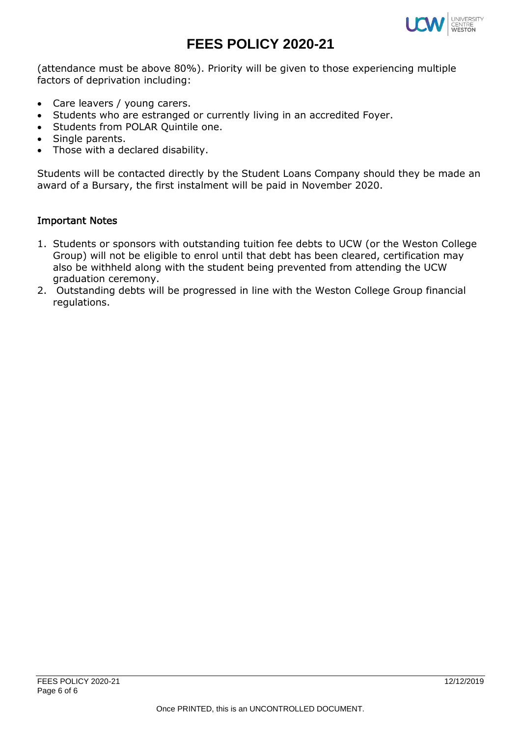(attendance must be above 80%). Priority will be given to those experiencing multiple factors of deprivation including:

- Care leavers / young carers.
- Students who are estranged or currently living in an accredited Foyer.
- Students from POLAR Quintile one.
- Single parents.
- Those with a declared disability.

Students will be contacted directly by the Student Loans Company should they be made an award of a Bursary, the first instalment will be paid in November 2020.

## Important Notes

1. Students or sponsors with outstanding tuition fee debts to UCW (or the Weston College Group) will not be eligible to enrol until that debt has been cleared, certification may also be withheld along with the student being prevented from attending the UCW graduation ceremony.
2. Outstanding debts will be progressed in line with the Weston College Group financial regulations.